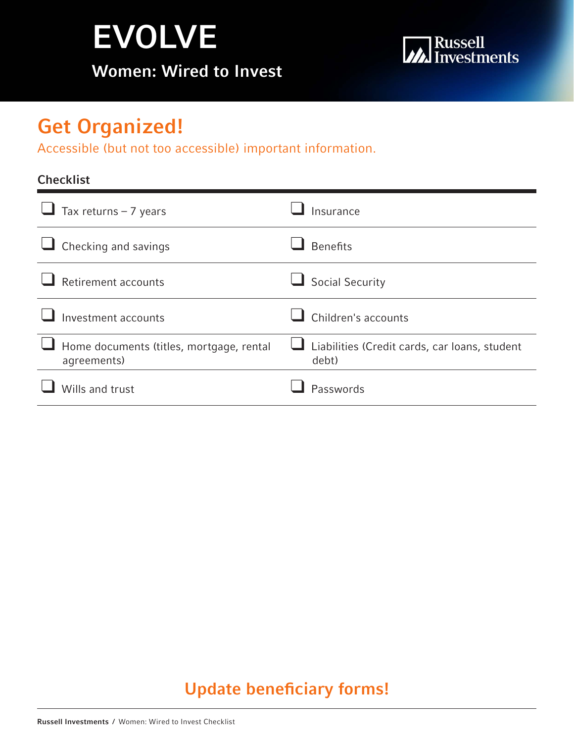# EVOLVE

## Women: Wired to Invest

Russell Investments

## Get Organized!

Accessible (but not too accessible) important information.

### Checklist

- [ ] Tax returns – 7 years
- [ ] Insurance
- [ ] Checking and savings
- [ ] Benefits
- [ ] Retirement accounts
- [ ] Social Security
- [ ] Investment accounts
- [ ] Children's accounts
- [ ] Home documents (titles, mortgage, rental agreements)
- [ ] Liabilities (Credit cards, car loans, student debt)
- [ ] Wills and trust
- [ ] Passwords

## Update beneficiary forms!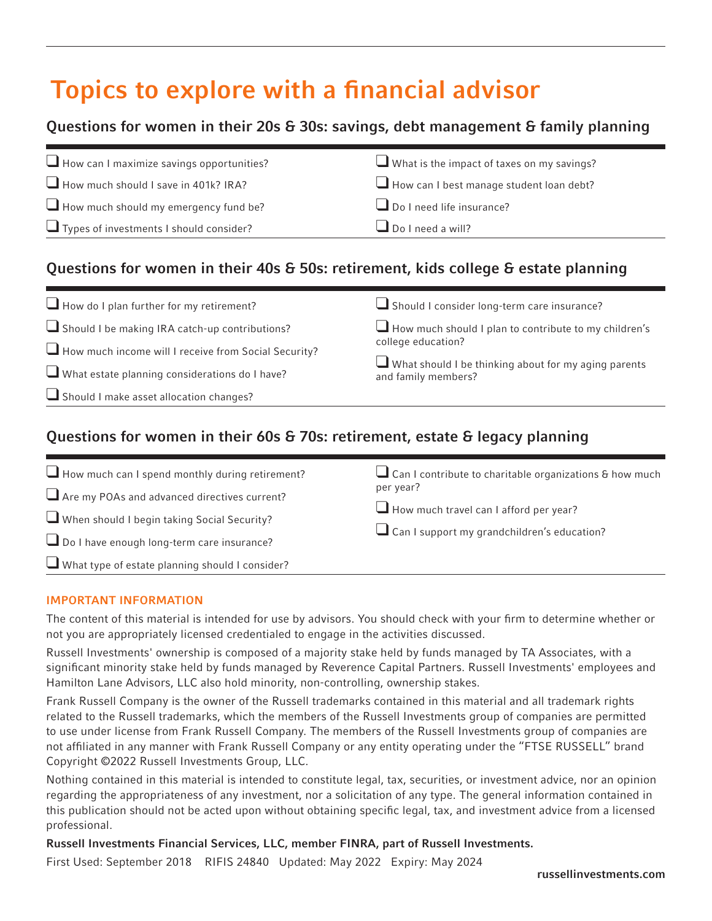# Topics to explore with a financial advisor

## Questions for women in their 20s & 30s: savings, debt management & family planning

- ❑ How can I maximize savings opportunities?
- ❑ How much should I save in 401k? IRA?
- ❑ How much should my emergency fund be?
- ❑ Types of investments I should consider?
- ❑ What is the impact of taxes on my savings?
- ❑ How can I best manage student loan debt?
- ❑ Do I need life insurance?
- ❑ Do I need a will?

## Questions for women in their 40s & 50s: retirement, kids college & estate planning

- ❑ How do I plan further for my retirement?
- ❑ Should I be making IRA catch-up contributions?
- ❑ How much income will I receive from Social Security?
- ❑ What estate planning considerations do I have?
- ❑ Should I make asset allocation changes?
- ❑ Should I consider long-term care insurance?
- ❑ How much should I plan to contribute to my children's college education?
- ❑ What should I be thinking about for my aging parents and family members?

## Questions for women in their 60s & 70s: retirement, estate & legacy planning

- ❑ How much can I spend monthly during retirement?
- ❑ Are my POAs and advanced directives current?
- ❑ When should I begin taking Social Security?
- ❑ Do I have enough long-term care insurance?
- ❑ What type of estate planning should I consider?
- ❑ Can I contribute to charitable organizations & how much per year?
- ❑ How much travel can I afford per year?
- ❑ Can I support my grandchildren's education?

### IMPORTANT INFORMATION

The content of this material is intended for use by advisors. You should check with your firm to determine whether or not you are appropriately licensed credentialed to engage in the activities discussed.

Russell Investments' ownership is composed of a majority stake held by funds managed by TA Associates, with a significant minority stake held by funds managed by Reverence Capital Partners. Russell Investments' employees and Hamilton Lane Advisors, LLC also hold minority, non-controlling, ownership stakes.

Frank Russell Company is the owner of the Russell trademarks contained in this material and all trademark rights related to the Russell trademarks, which the members of the Russell Investments group of companies are permitted to use under license from Frank Russell Company. The members of the Russell Investments group of companies are not affiliated in any manner with Frank Russell Company or any entity operating under the "FTSE RUSSELL" brand Copyright ©2022 Russell Investments Group, LLC.

Nothing contained in this material is intended to constitute legal, tax, securities, or investment advice, nor an opinion regarding the appropriateness of any investment, nor a solicitation of any type. The general information contained in this publication should not be acted upon without obtaining specific legal, tax, and investment advice from a licensed professional.

**Russell Investments Financial Services, LLC, member FINRA, part of Russell Investments.**

First Used: September 2018 RIFIS 24840 Updated: May 2022 Expiry: May 2024

**russellinvestments.com**